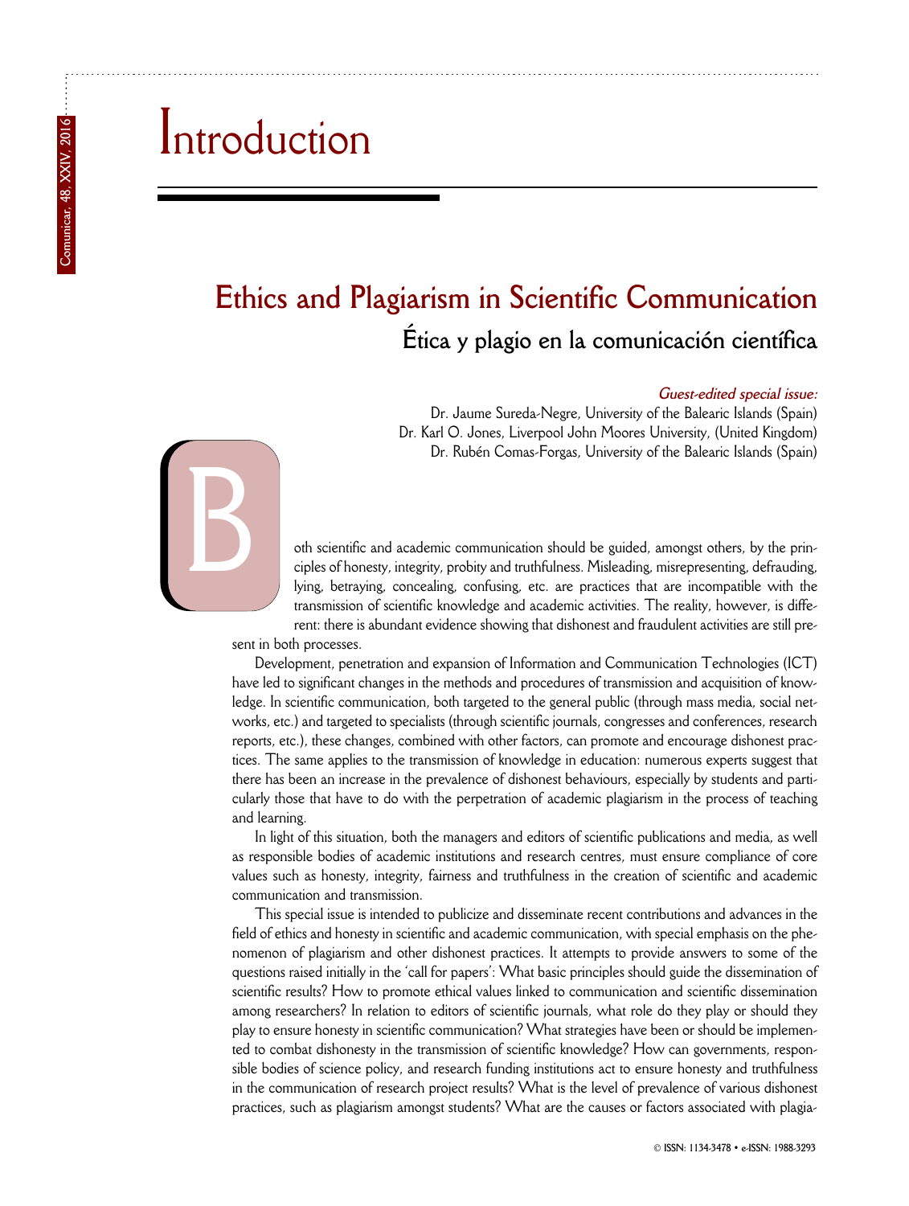# Introduction

## Ethics and Plagiarism in Scientific Communication

### Ética y plagio en la comunicación científica

*Guest-edited special issue:*

Dr. Jaume Sureda-Negre, University of the Balearic Islands (Spain)
Dr. Karl O. Jones, Liverpool John Moores University, (United Kingdom)
Dr. Rubén Comas-Forgas, University of the Balearic Islands (Spain)

Both scientific and academic communication should be guided, amongst others, by the principles of honesty, integrity, probity and truthfulness. Misleading, misrepresenting, defrauding, lying, betraying, concealing, confusing, etc. are practices that are incompatible with the transmission of scientific knowledge and academic activities. The reality, however, is different: there is abundant evidence showing that dishonest and fraudulent activities are still present in both processes.

Development, penetration and expansion of Information and Communication Technologies (ICT) have led to significant changes in the methods and procedures of transmission and acquisition of knowledge. In scientific communication, both targeted to the general public (through mass media, social networks, etc.) and targeted to specialists (through scientific journals, congresses and conferences, research reports, etc.), these changes, combined with other factors, can promote and encourage dishonest practices. The same applies to the transmission of knowledge in education: numerous experts suggest that there has been an increase in the prevalence of dishonest behaviours, especially by students and particularly those that have to do with the perpetration of academic plagiarism in the process of teaching and learning.

In light of this situation, both the managers and editors of scientific publications and media, as well as responsible bodies of academic institutions and research centres, must ensure compliance of core values such as honesty, integrity, fairness and truthfulness in the creation of scientific and academic communication and transmission.

This special issue is intended to publicize and disseminate recent contributions and advances in the field of ethics and honesty in scientific and academic communication, with special emphasis on the phenomenon of plagiarism and other dishonest practices. It attempts to provide answers to some of the questions raised initially in the 'call for papers': What basic principles should guide the dissemination of scientific results? How to promote ethical values linked to communication and scientific dissemination among researchers? In relation to editors of scientific journals, what role do they play or should they play to ensure honesty in scientific communication? What strategies have been or should be implemented to combat dishonesty in the transmission of scientific knowledge? How can governments, responsible bodies of science policy, and research funding institutions act to ensure honesty and truthfulness in the communication of research project results? What is the level of prevalence of various dishonest practices, such as plagiarism amongst students? What are the causes or factors associated with plagia-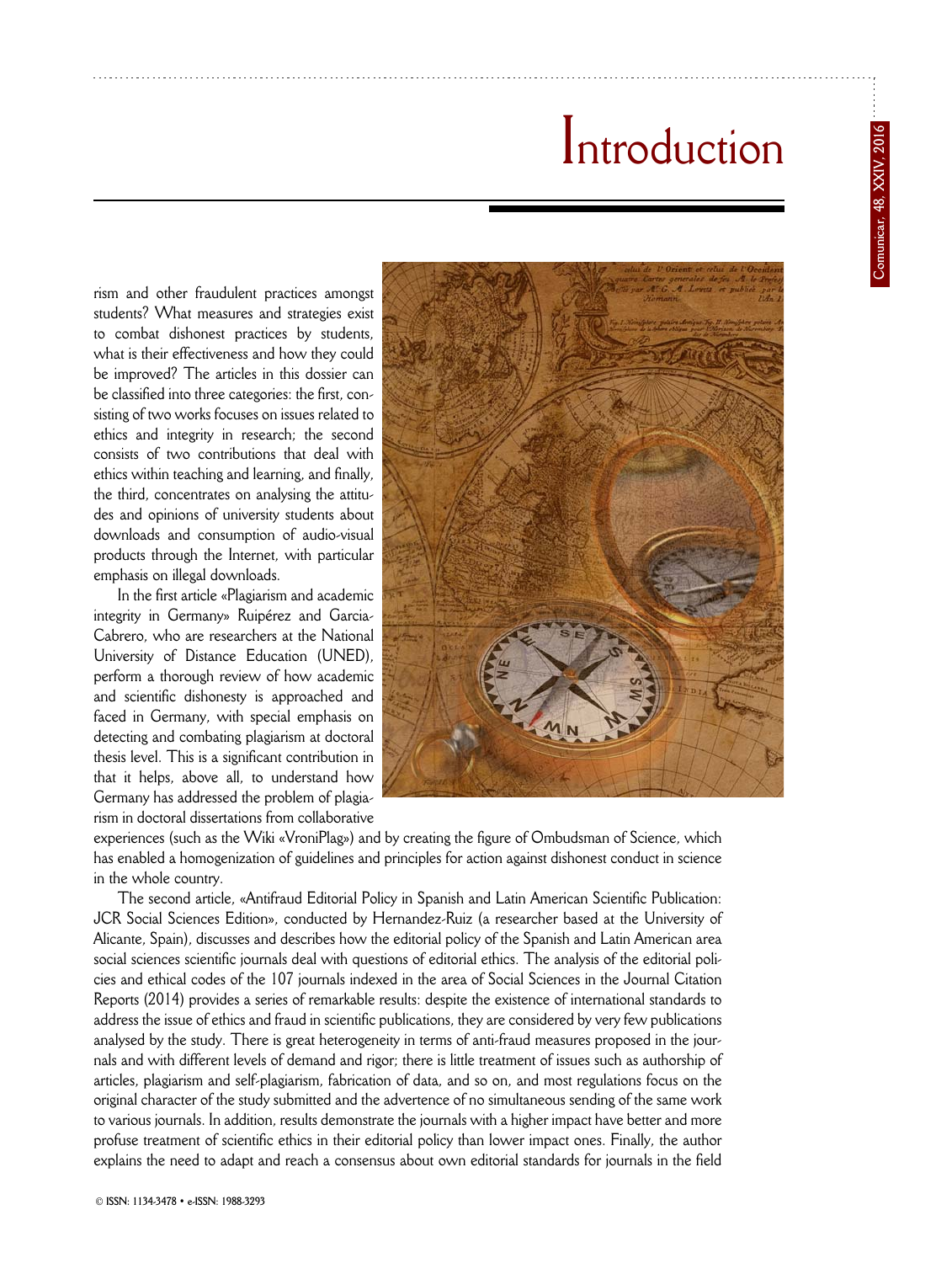# Introduction

rism and other fraudulent practices amongst students? What measures and strategies exist to combat dishonest practices by students, what is their effectiveness and how they could be improved? The articles in this dossier can be classified into three categories: the first, consisting of two works focuses on issues related to ethics and integrity in research; the second consists of two contributions that deal with ethics within teaching and learning, and finally, the third, concentrates on analysing the attitudes and opinions of university students about downloads and consumption of audio-visual products through the Internet, with particular emphasis on illegal downloads.

In the first article «Plagiarism and academic integrity in Germany» Ruipérez and Garcia-Cabrero, who are researchers at the National University of Distance Education (UNED), perform a thorough review of how academic and scientific dishonesty is approached and faced in Germany, with special emphasis on detecting and combating plagiarism at doctoral thesis level. This is a significant contribution in that it helps, above all, to understand how Germany has addressed the problem of plagiarism in doctoral dissertations from collaborative experiences (such as the Wiki «VroniPlag») and by creating the figure of Ombudsman of Science, which has enabled a homogenization of guidelines and principles for action against dishonest conduct in science in the whole country.

The second article, «Antifraud Editorial Policy in Spanish and Latin American Scientific Publication: JCR Social Sciences Edition», conducted by Hernandez-Ruiz (a researcher based at the University of Alicante, Spain), discusses and describes how the editorial policy of the Spanish and Latin American area social sciences scientific journals deal with questions of editorial ethics. The analysis of the editorial policies and ethical codes of the 107 journals indexed in the area of Social Sciences in the Journal Citation Reports (2014) provides a series of remarkable results: despite the existence of international standards to address the issue of ethics and fraud in scientific publications, they are considered by very few publications analysed by the study. There is great heterogeneity in terms of anti-fraud measures proposed in the journals and with different levels of demand and rigor; there is little treatment of issues such as authorship of articles, plagiarism and self-plagiarism, fabrication of data, and so on, and most regulations focus on the original character of the study submitted and the advertence of no simultaneous sending of the same work to various journals. In addition, results demonstrate the journals with a higher impact have better and more profuse treatment of scientific ethics in their editorial policy than lower impact ones. Finally, the author explains the need to adapt and reach a consensus about own editorial standards for journals in the field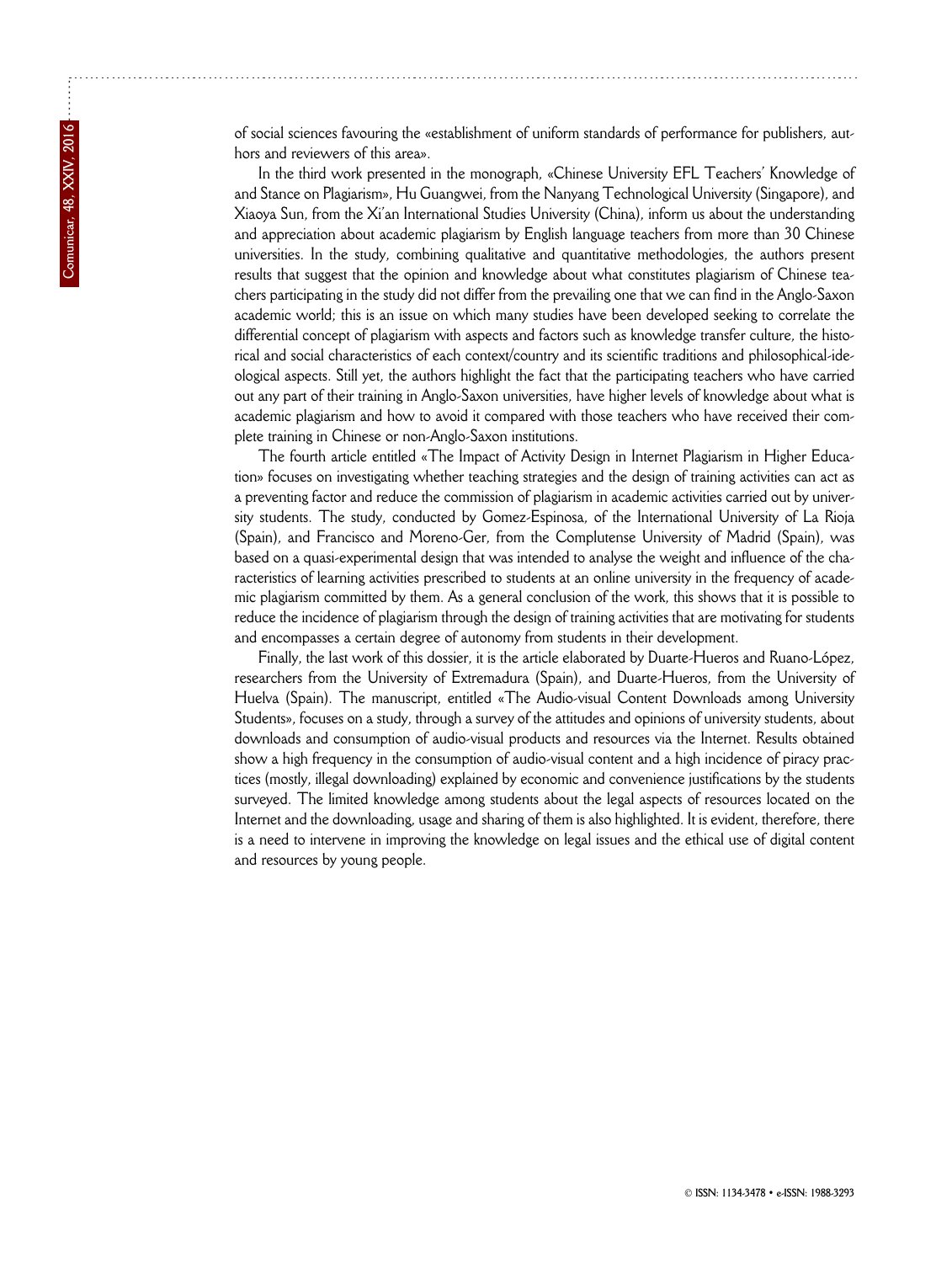of social sciences favouring the «establishment of uniform standards of performance for publishers, authors and reviewers of this area».

In the third work presented in the monograph, «Chinese University EFL Teachers' Knowledge of and Stance on Plagiarism», Hu Guangwei, from the Nanyang Technological University (Singapore), and Xiaoya Sun, from the Xi'an International Studies University (China), inform us about the understanding and appreciation about academic plagiarism by English language teachers from more than 30 Chinese universities. In the study, combining qualitative and quantitative methodologies, the authors present results that suggest that the opinion and knowledge about what constitutes plagiarism of Chinese teachers participating in the study did not differ from the prevailing one that we can find in the Anglo-Saxon academic world; this is an issue on which many studies have been developed seeking to correlate the differential concept of plagiarism with aspects and factors such as knowledge transfer culture, the historical and social characteristics of each context/country and its scientific traditions and philosophical-ideological aspects. Still yet, the authors highlight the fact that the participating teachers who have carried out any part of their training in Anglo-Saxon universities, have higher levels of knowledge about what is academic plagiarism and how to avoid it compared with those teachers who have received their complete training in Chinese or non-Anglo-Saxon institutions.

The fourth article entitled «The Impact of Activity Design in Internet Plagiarism in Higher Education» focuses on investigating whether teaching strategies and the design of training activities can act as a preventing factor and reduce the commission of plagiarism in academic activities carried out by university students. The study, conducted by Gomez-Espinosa, of the International University of La Rioja (Spain), and Francisco and Moreno-Ger, from the Complutense University of Madrid (Spain), was based on a quasi-experimental design that was intended to analyse the weight and influence of the characteristics of learning activities prescribed to students at an online university in the frequency of academic plagiarism committed by them. As a general conclusion of the work, this shows that it is possible to reduce the incidence of plagiarism through the design of training activities that are motivating for students and encompasses a certain degree of autonomy from students in their development.

Finally, the last work of this dossier, it is the article elaborated by Duarte-Hueros and Ruano-López, researchers from the University of Extremadura (Spain), and Duarte-Hueros, from the University of Huelva (Spain). The manuscript, entitled «The Audio-visual Content Downloads among University Students», focuses on a study, through a survey of the attitudes and opinions of university students, about downloads and consumption of audio-visual products and resources via the Internet. Results obtained show a high frequency in the consumption of audio-visual content and a high incidence of piracy practices (mostly, illegal downloading) explained by economic and convenience justifications by the students surveyed. The limited knowledge among students about the legal aspects of resources located on the Internet and the downloading, usage and sharing of them is also highlighted. It is evident, therefore, there is a need to intervene in improving the knowledge on legal issues and the ethical use of digital content and resources by young people.